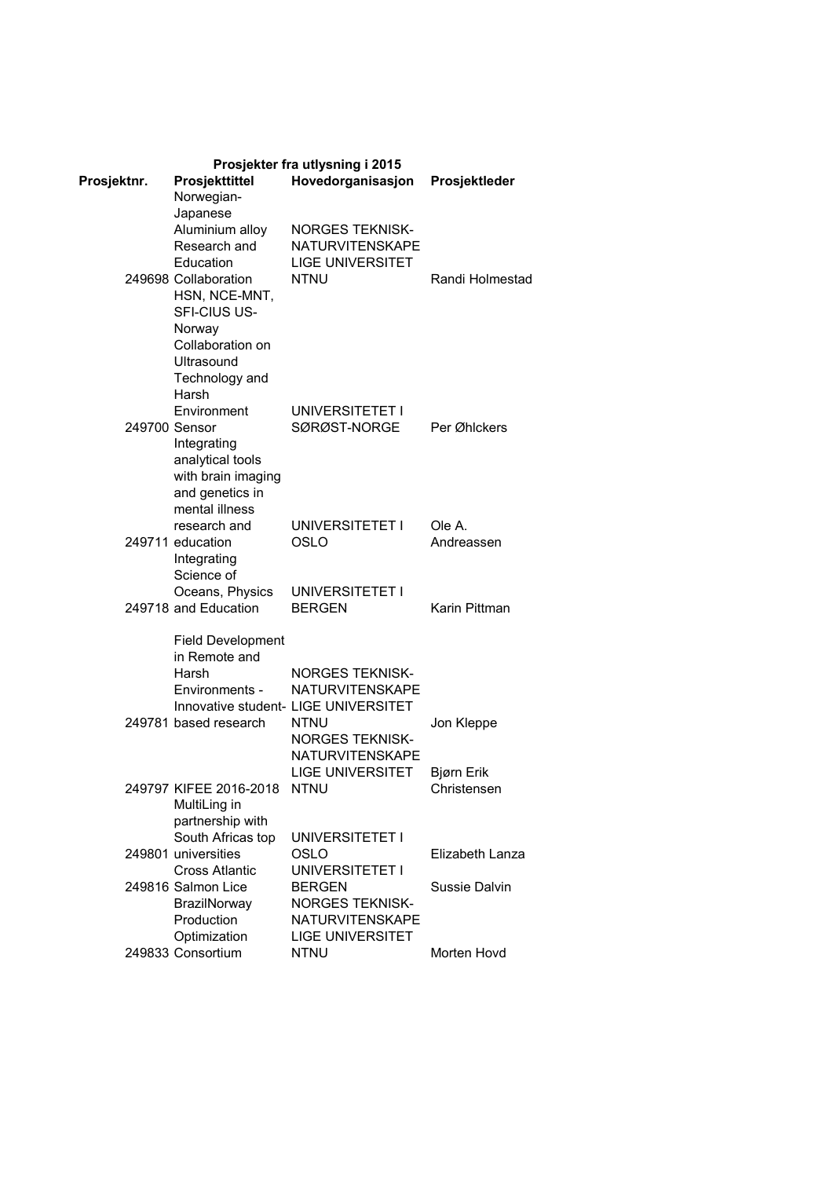**Prosjekter fra utlysning i 2015**

| Prosjektnr. | Prosjekttittel | Hovedorganisasjon | Prosjektleder |
|---|---|---|---|
| 249698 | Norwegian-Japanese Aluminium alloy Research and Education Collaboration | NORGES TEKNISK-NATURVITENSKAPELIGE UNIVERSITET NTNU | Randi Holmestad |
| 249700 | HSN, NCE-MNT, SFI-CIUS US-Norway Collaboration on Ultrasound Technology and Harsh Environment Sensor | UNIVERSITETET I SØRØST-NORGE | Per Øhlckers |
| 249711 | Integrating analytical tools with brain imaging and genetics in mental illness research and education | UNIVERSITETET I OSLO | Ole A. Andreassen |
| 249718 | Integrating Science of Oceans, Physics and Education | UNIVERSITETET I BERGEN | Karin Pittman |
| 249781 | Field Development in Remote and Harsh Environments - Innovative student-based research | NORGES TEKNISK-NATURVITENSKAPELIGE UNIVERSITET NTNU | Jon Kleppe |
| 249797 | KIFEE 2016-2018 | NORGES TEKNISK-NATURVITENSKAPELIGE UNIVERSITET NTNU | Bjørn Erik Christensen |
| 249801 | MultiLing in partnership with South Africas top universities | UNIVERSITETET I OSLO | Elizabeth Lanza |
| 249816 | Cross Atlantic Salmon Lice | UNIVERSITETET I BERGEN | Sussie Dalvin |
| 249833 | BrazilNorway Production Optimization Consortium | NORGES TEKNISK-NATURVITENSKAPELIGE UNIVERSITET NTNU | Morten Hovd |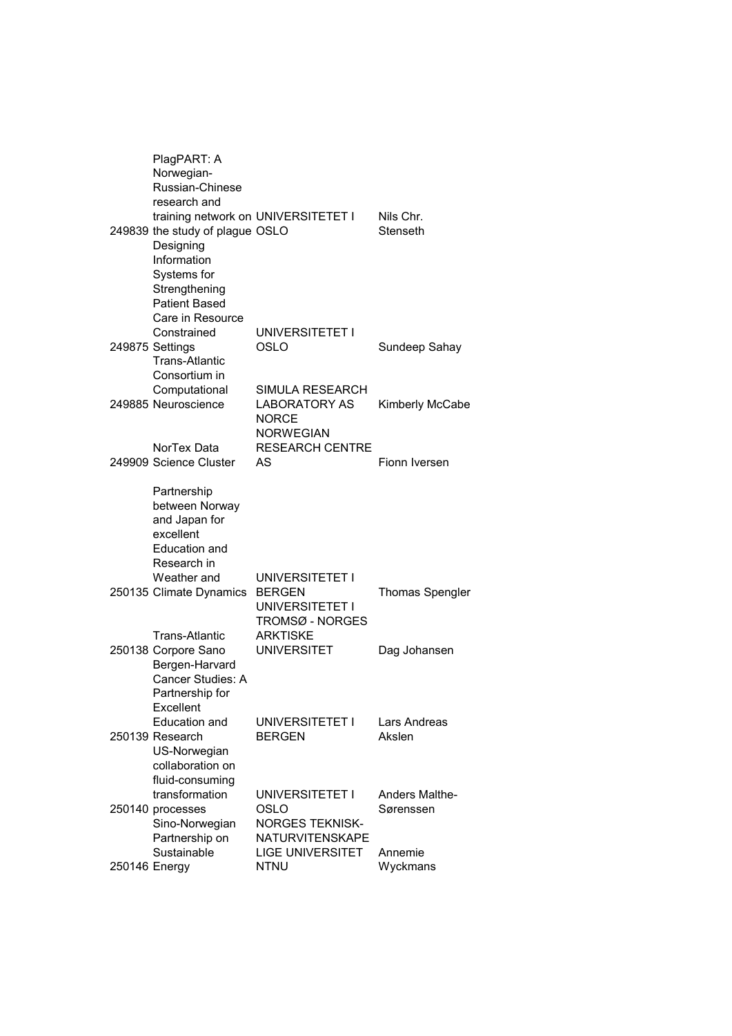| | | | |
|---|---|---|---|
| 249839 | PlagPART: A Norwegian-Russian-Chinese research and training network on the study of plague | UNIVERSITETET I OSLO | Nils Chr. Stenseth |
| 249875 | Designing Information Systems for Strengthening Patient Based Care in Resource Constrained Settings | UNIVERSITETET I OSLO | Sundeep Sahay |
| 249885 | Trans-Atlantic Consortium in Computational Neuroscience | SIMULA RESEARCH LABORATORY AS | Kimberly McCabe |
| 249909 | NorTex Data Science Cluster | NORCE NORWEGIAN RESEARCH CENTRE AS | Fionn Iversen |
| 250135 | Partnership between Norway and Japan for excellent Education and Research in Weather and Climate Dynamics | UNIVERSITETET I BERGEN | Thomas Spengler |
| 250138 | Trans-Atlantic Corpore Sano | UNIVERSITETET I TROMSØ - NORGES ARKTISKE UNIVERSITET | Dag Johansen |
| 250139 | Bergen-Harvard Cancer Studies: A Partnership for Excellent Education and Research | UNIVERSITETET I BERGEN | Lars Andreas Akslen |
| 250140 | US-Norwegian collaboration on fluid-consuming transformation processes | UNIVERSITETET I OSLO | Anders Malthe-Sørenssen |
| 250146 | Sino-Norwegian Partnership on Sustainable Energy | NORGES TEKNISK-NATURVITENSKAPELIGE UNIVERSITET NTNU | Annemie Wyckmans |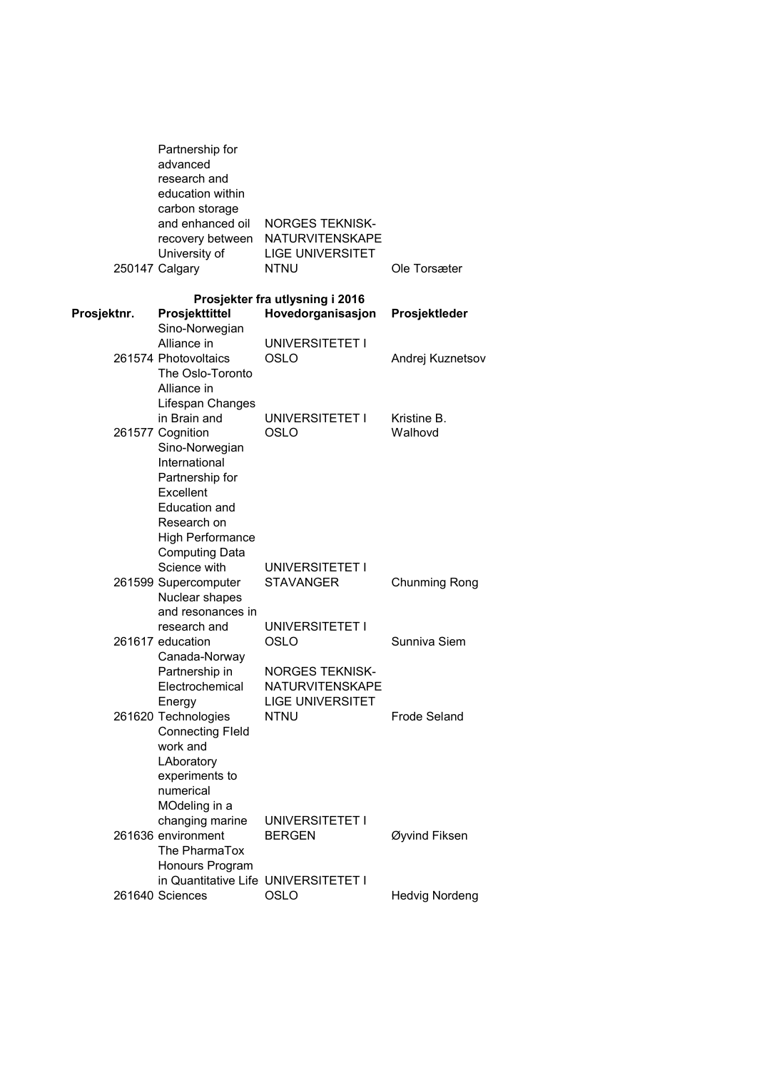| | | | |
|---|---|---|---|
| 250147 | Partnership for advanced research and education within carbon storage and enhanced oil recovery between University of Calgary | NORGES TEKNISK-NATURVITENSKAPELIGE UNIVERSITET NTNU | Ole Torsæter |

**Prosjekter fra utlysning i 2016**

| Prosjektnr. | Prosjekttittel | Hovedorganisasjon | Prosjektleder |
|---|---|---|---|
| 261574 | Sino-Norwegian Alliance in Photovoltaics | UNIVERSITETET I OSLO | Andrej Kuznetsov |
| 261577 | The Oslo-Toronto Alliance in Lifespan Changes in Brain and Cognition | UNIVERSITETET I OSLO | Kristine B. Walhovd |
| 261599 | Sino-Norwegian International Partnership for Excellent Education and Research on High Performance Computing Data Science with Supercomputer | UNIVERSITETET I STAVANGER | Chunming Rong |
| 261617 | Nuclear shapes and resonances in research and education | UNIVERSITETET I OSLO | Sunniva Siem |
| 261620 | Canada-Norway Partnership in Electrochemical Energy Technologies | NORGES TEKNISK-NATURVITENSKAPELIGE UNIVERSITET NTNU | Frode Seland |
| 261636 | Connecting FIeld work and LAboratory experiments to numerical MOdeling in a changing marine environment | UNIVERSITETET I BERGEN | Øyvind Fiksen |
| 261640 | The PharmaTox Honours Program in Quantitative Life Sciences | UNIVERSITETET I OSLO | Hedvig Nordeng |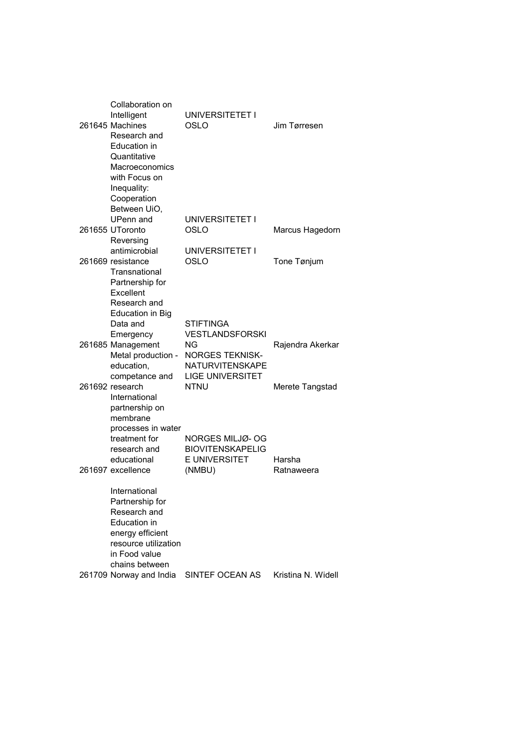| | | | |
|---|---|---|---|
| 261645 | Collaboration on Intelligent Machines | UNIVERSITETET I OSLO | Jim Tørresen |
| 261655 | Research and Education in Quantitative Macroeconomics with Focus on Inequality: Cooperation Between UiO, UPenn and UToronto | UNIVERSITETET I OSLO | Marcus Hagedorn |
| 261669 | Reversing antimicrobial resistance | UNIVERSITETET I OSLO | Tone Tønjum |
| 261685 | Transnational Partnership for Excellent Research and Education in Big Data and Emergency Management | STIFTINGA VESTLANDSFORSKING | Rajendra Akerkar |
| 261692 | Metal production - education, competance and research | NORGES TEKNISK-NATURVITENSKAPELIGE UNIVERSITET NTNU | Merete Tangstad |
| 261697 | International partnership on membrane processes in water treatment for research and educational excellence | NORGES MILJØ- OG BIOVITENSKAPELIGE UNIVERSITET (NMBU) | Harsha Ratnaweera |
| 261709 | International Partnership for Research and Education in energy efficient resource utilization in Food value chains between Norway and India | SINTEF OCEAN AS | Kristina N. Widell |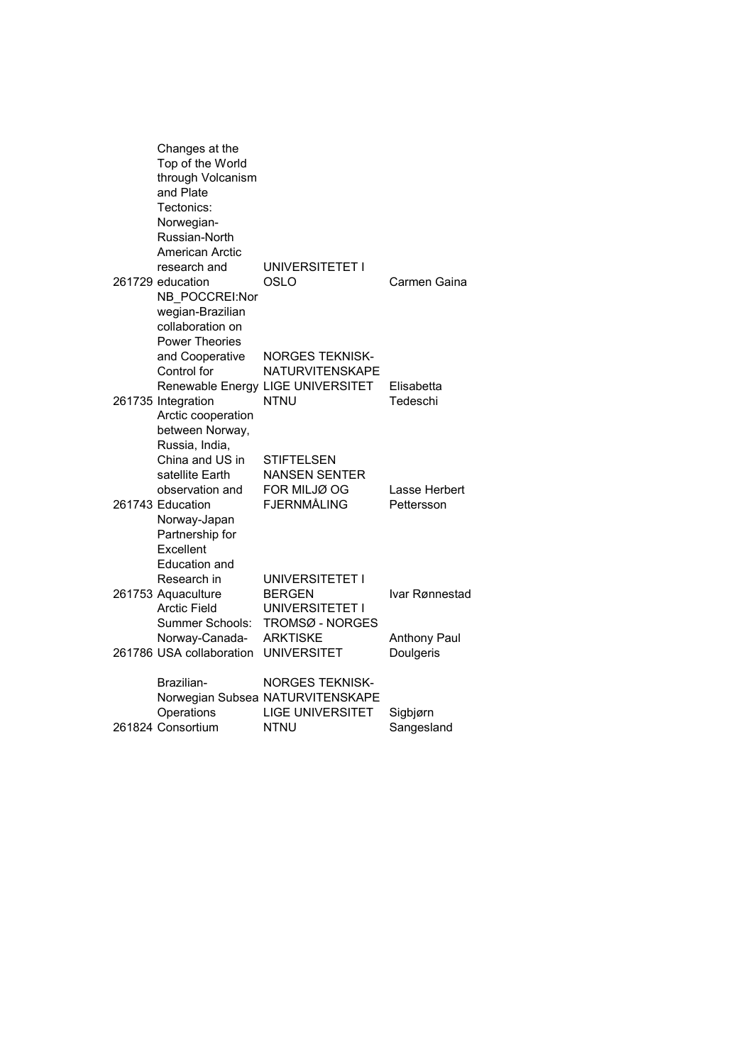| | | | |
|---|---|---|---|
| 261729 | Changes at the Top of the World through Volcanism and Plate Tectonics: Norwegian-Russian-North American Arctic research and education | UNIVERSITETET I OSLO | Carmen Gaina |
| 261735 | NB_POCCREI:Norwegian-Brazilian collaboration on Power Theories and Cooperative Control for Renewable Energy Integration | NORGES TEKNISK-NATURVITENSKAPELIGE UNIVERSITET NTNU | Elisabetta Tedeschi |
| 261743 | Arctic cooperation between Norway, Russia, India, China and US in satellite Earth observation and Education | STIFTELSEN NANSEN SENTER FOR MILJØ OG FJERNMÅLING | Lasse Herbert Pettersson |
| 261753 | Norway-Japan Partnership for Excellent Education and Research in Aquaculture | UNIVERSITETET I BERGEN | Ivar Rønnestad |
| 261786 | Arctic Field Summer Schools: Norway-Canada-USA collaboration | UNIVERSITETET I TROMSØ - NORGES ARKTISKE UNIVERSITET | Anthony Paul Doulgeris |
| 261824 | Brazilian-Norwegian Subsea Operations Consortium | NORGES TEKNISK-NATURVITENSKAPELIGE UNIVERSITET NTNU | Sigbjørn Sangesland |